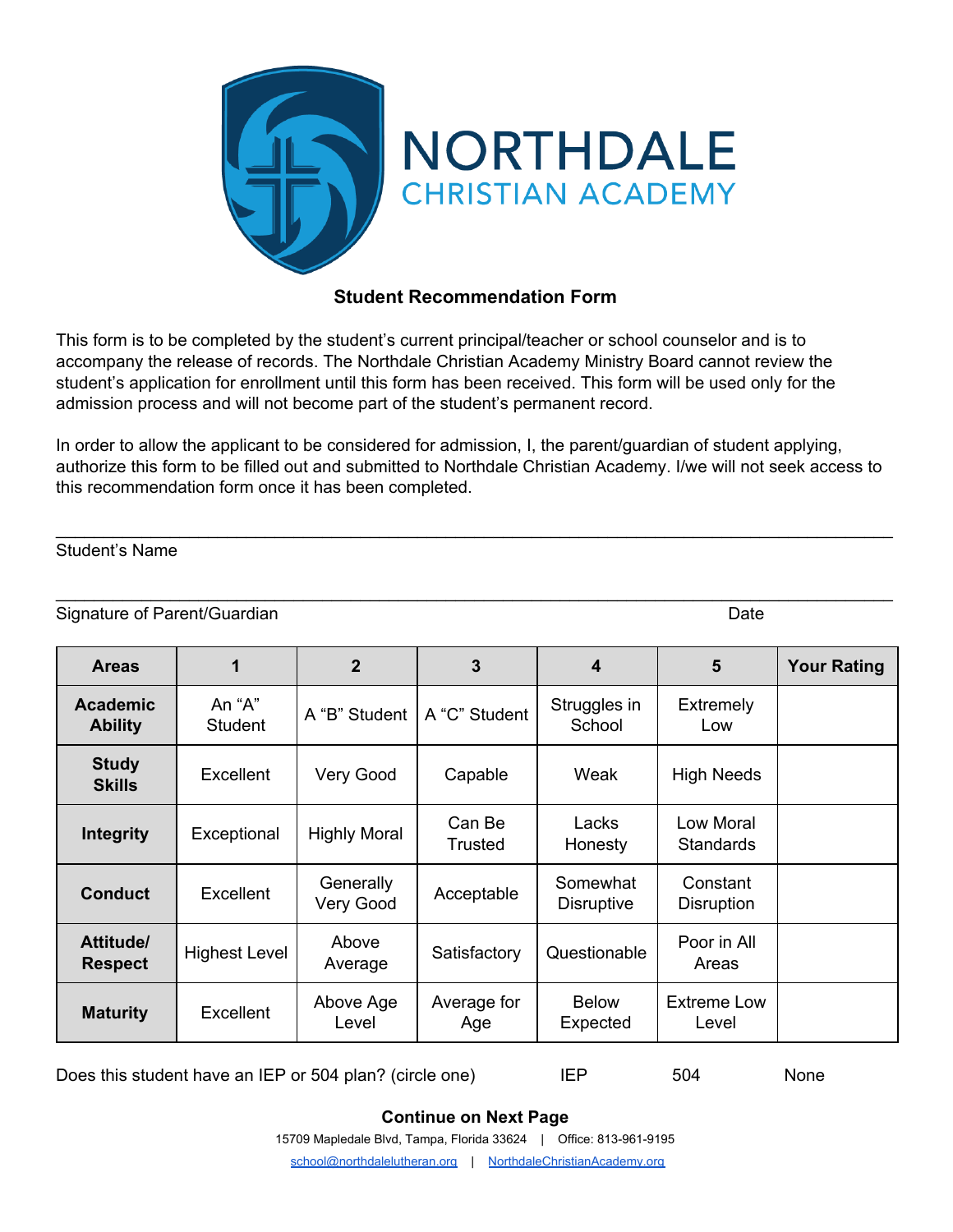# NORTHDALE CHRISTIAN ACADEMY

## Student Recommendation Form

This form is to be completed by the student's current principal/teacher or school counselor and is to accompany the release of records. The Northdale Christian Academy Ministry Board cannot review the student's application for enrollment until this form has been received. This form will be used only for the admission process and will not become part of the student's permanent record.

In order to allow the applicant to be considered for admission, I, the parent/guardian of student applying, authorize this form to be filled out and submitted to Northdale Christian Academy. I/we will not seek access to this recommendation form once it has been completed.

\_\_\_\_\_\_\_\_\_\_\_\_\_\_\_\_\_\_\_\_\_\_\_\_\_\_\_\_\_\_\_\_\_\_\_\_\_\_\_\_\_\_\_\_\_\_\_\_\_\_\_\_\_\_\_\_\_\_\_\_\_\_\_\_\_\_\_\_\_\_\_\_

Student's Name

\_\_\_\_\_\_\_\_\_\_\_\_\_\_\_\_\_\_\_\_\_\_\_\_\_\_\_\_\_\_\_\_\_\_\_\_\_\_\_\_\_\_\_\_\_\_\_\_\_\_\_\_\_\_\_\_\_\_\_\_\_\_\_\_\_\_\_\_\_\_\_\_

Signature of Parent/Guardian Date

| Areas | 1 | 2 | 3 | 4 | 5 | Your Rating |
|---|---|---|---|---|---|---|
| **Academic Ability** | An "A" Student | A "B" Student | A "C" Student | Struggles in School | Extremely Low | |
| **Study Skills** | Excellent | Very Good | Capable | Weak | High Needs | |
| **Integrity** | Exceptional | Highly Moral | Can Be Trusted | Lacks Honesty | Low Moral Standards | |
| **Conduct** | Excellent | Generally Very Good | Acceptable | Somewhat Disruptive | Constant Disruption | |
| **Attitude/ Respect** | Highest Level | Above Average | Satisfactory | Questionable | Poor in All Areas | |
| **Maturity** | Excellent | Above Age Level | Average for Age | Below Expected | Extreme Low Level | |

Does this student have an IEP or 504 plan? (circle one) IEP 504 None

**Continue on Next Page**

15709 Mapledale Blvd, Tampa, Florida 33624 | Office: 813-961-9195

school@northdalelutheran.org | NorthdaleChristianAcademy.org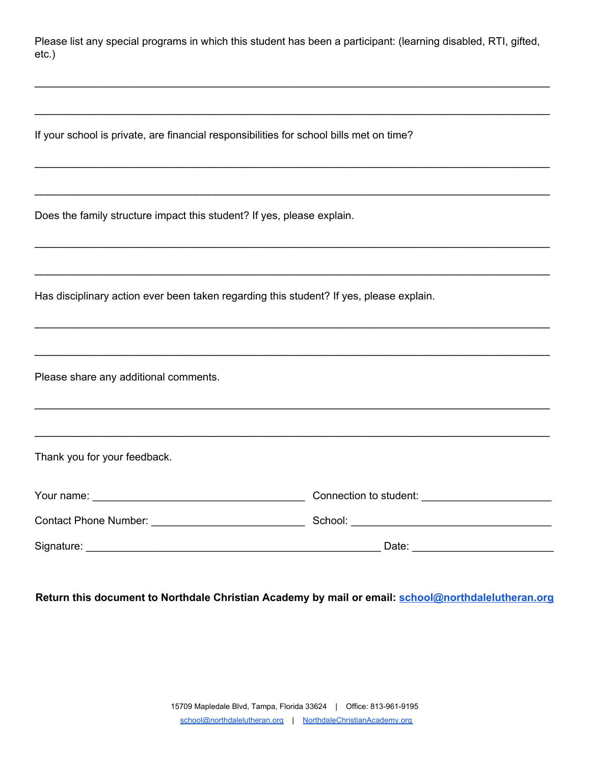Please list any special programs in which this student has been a participant: (learning disabled, RTI, gifted, etc.)

______________________________________________________________________________

______________________________________________________________________________

If your school is private, are financial responsibilities for school bills met on time?

______________________________________________________________________________

______________________________________________________________________________

Does the family structure impact this student? If yes, please explain.

______________________________________________________________________________

______________________________________________________________________________

Has disciplinary action ever been taken regarding this student? If yes, please explain.

______________________________________________________________________________

______________________________________________________________________________

Please share any additional comments.

______________________________________________________________________________

______________________________________________________________________________

Thank you for your feedback.

Your name: ________________________________ Connection to student: ____________________

Contact Phone Number: ____________________ School: ______________________________

Signature: ___________________________________________ Date: ____________________

**Return this document to Northdale Christian Academy by mail or email: school@northdalelutheran.org**

15709 Mapledale Blvd, Tampa, Florida 33624 | Office: 813-961-9195

school@northdalelutheran.org | NorthdaleChristianAcademy.org